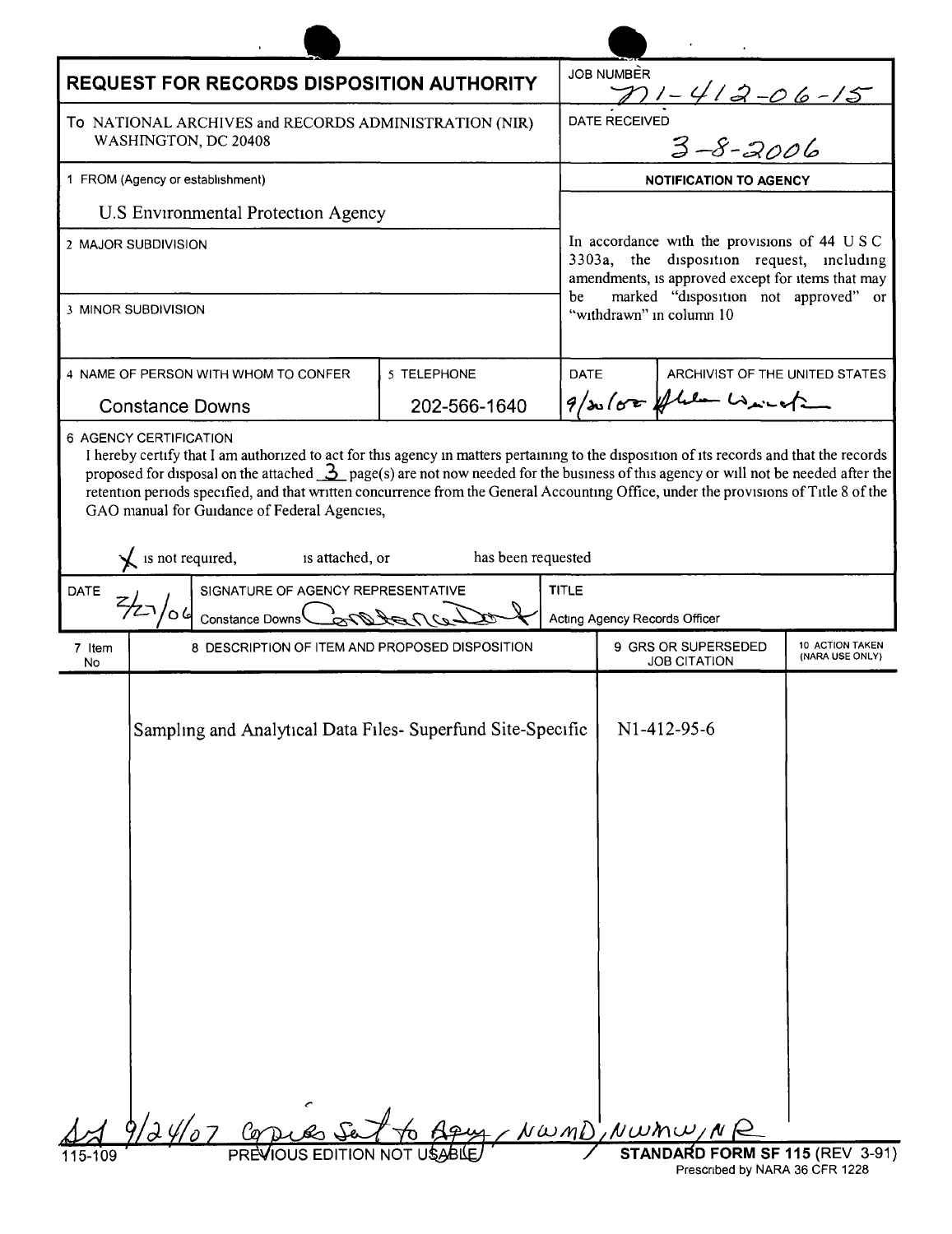# REQUEST FOR RECORDS DISPOSITION AUTHORITY

**JOB NUMBER:** N1-412-06-15

To NATIONAL ARCHIVES and RECORDS ADMINISTRATION (NIR)
WASHINGTON, DC 20408

**DATE RECEIVED:** 3-8-2006

1 FROM (Agency or establishment)

U.S Environmental Protection Agency

2 MAJOR SUBDIVISION

3 MINOR SUBDIVISION

**NOTIFICATION TO AGENCY**

In accordance with the provisions of 44 U S C 3303a, the disposition request, including amendments, is approved except for items that may be marked "disposition not approved" or "withdrawn" in column 10

| 4 NAME OF PERSON WITH WHOM TO CONFER | 5 TELEPHONE | DATE | ARCHIVIST OF THE UNITED STATES |
|---|---|---|---|
| Constance Downs | 202-566-1640 | 9/20/06 | [signature] |

6 AGENCY CERTIFICATION

I hereby certify that I am authorized to act for this agency in matters pertaining to the disposition of its records and that the records proposed for disposal on the attached 3 page(s) are not now needed for the business of this agency or will not be needed after the retention periods specified, and that written concurrence from the General Accounting Office, under the provisions of Title 8 of the GAO manual for Guidance of Federal Agencies,

X is not required, is attached, or has been requested

| DATE | SIGNATURE OF AGENCY REPRESENTATIVE | TITLE |
|---|---|---|
| 2/21/06 | Constance Downs [signature] | Acting Agency Records Officer |

| 7 Item No | 8 DESCRIPTION OF ITEM AND PROPOSED DISPOSITION | 9 GRS OR SUPERSEDED JOB CITATION | 10 ACTION TAKEN (NARA USE ONLY) |
|---|---|---|---|
| | Sampling and Analytical Data Files- Superfund Site-Specific | N1-412-95-6 | |

9/24/07 Copies sent to Agy, NWMD, NWMW, NR

115-109 PREVIOUS EDITION NOT USABLE

STANDARD FORM SF 115 (REV 3-91)
Prescribed by NARA 36 CFR 1228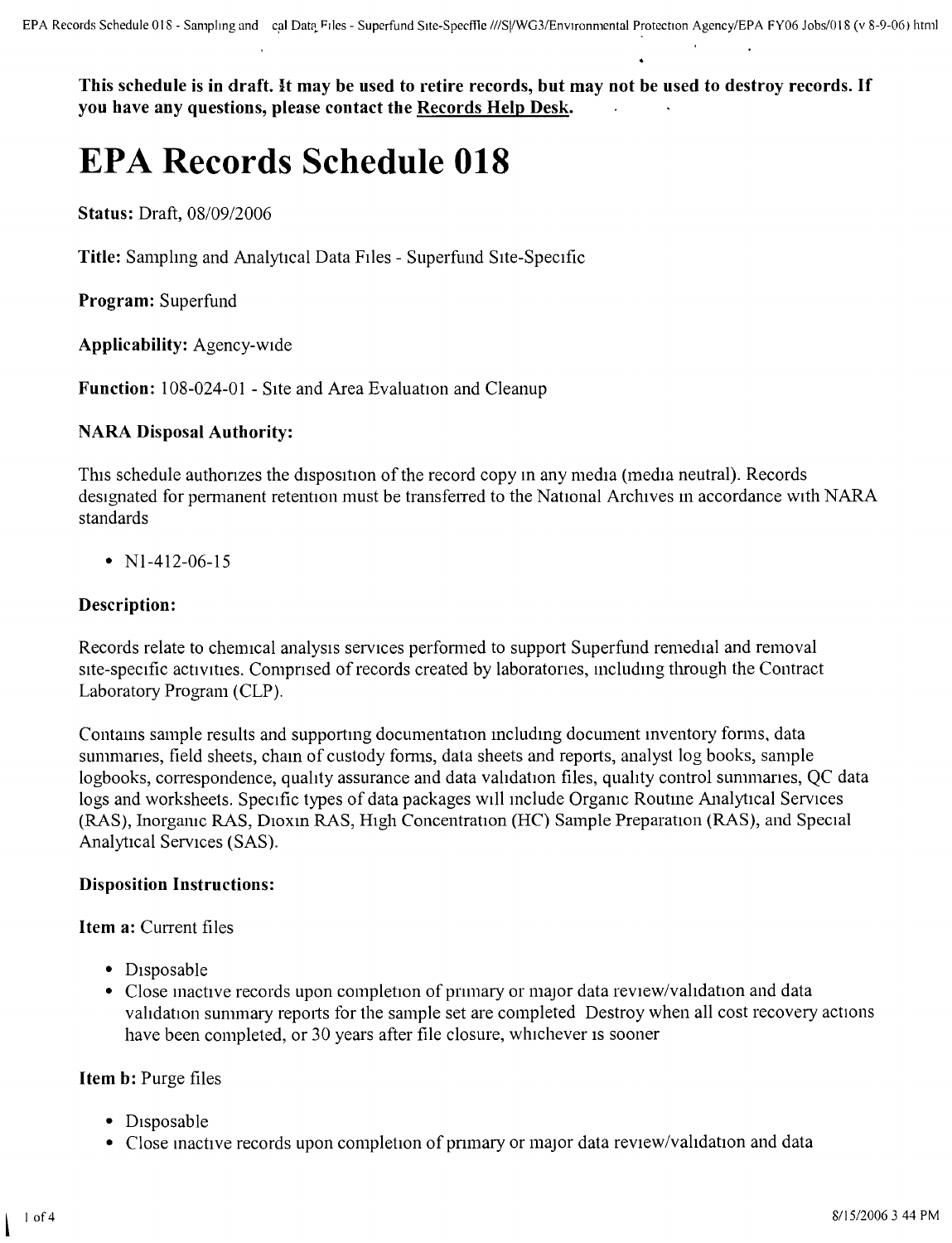**This schedule is in draft. It may be used to retire records, but may not be used to destroy records. If you have any questions, please contact the Records Help Desk.**

# EPA Records Schedule 018

**Status:** Draft, 08/09/2006

**Title:** Sampling and Analytical Data Files - Superfund Site-Specific

**Program:** Superfund

**Applicability:** Agency-wide

**Function:** 108-024-01 - Site and Area Evaluation and Cleanup

### NARA Disposal Authority:

This schedule authorizes the disposition of the record copy in any media (media neutral). Records designated for permanent retention must be transferred to the National Archives in accordance with NARA standards

- N1-412-06-15

### Description:

Records relate to chemical analysis services performed to support Superfund remedial and removal site-specific activities. Comprised of records created by laboratories, including through the Contract Laboratory Program (CLP).

Contains sample results and supporting documentation including document inventory forms, data summaries, field sheets, chain of custody forms, data sheets and reports, analyst log books, sample logbooks, correspondence, quality assurance and data validation files, quality control summaries, QC data logs and worksheets. Specific types of data packages will include Organic Routine Analytical Services (RAS), Inorganic RAS, Dioxin RAS, High Concentration (HC) Sample Preparation (RAS), and Special Analytical Services (SAS).

### Disposition Instructions:

**Item a:** Current files

- Disposable
- Close inactive records upon completion of primary or major data review/validation and data validation summary reports for the sample set are completed Destroy when all cost recovery actions have been completed, or 30 years after file closure, whichever is sooner

**Item b:** Purge files

- Disposable
- Close inactive records upon completion of primary or major data review/validation and data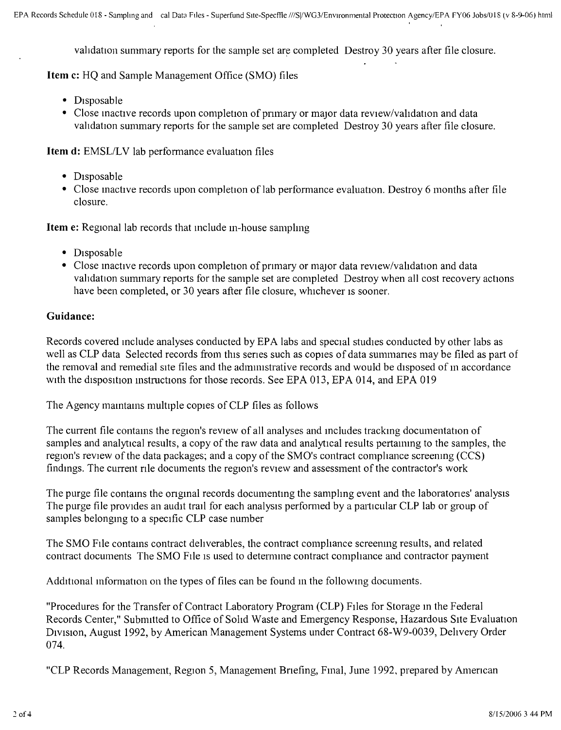validation summary reports for the sample set are completed Destroy 30 years after file closure.

**Item c:** HQ and Sample Management Office (SMO) files

- Disposable
- Close inactive records upon completion of primary or major data review/validation and data validation summary reports for the sample set are completed Destroy 30 years after file closure.

**Item d:** EMSL/LV lab performance evaluation files

- Disposable
- Close inactive records upon completion of lab performance evaluation. Destroy 6 months after file closure.

**Item e:** Regional lab records that include in-house sampling

- Disposable
- Close inactive records upon completion of primary or major data review/validation and data validation summary reports for the sample set are completed Destroy when all cost recovery actions have been completed, or 30 years after file closure, whichever is sooner.

**Guidance:**

Records covered include analyses conducted by EPA labs and special studies conducted by other labs as well as CLP data Selected records from this series such as copies of data summaries may be filed as part of the removal and remedial site files and the administrative records and would be disposed of in accordance with the disposition instructions for those records. See EPA 013, EPA 014, and EPA 019

The Agency maintains multiple copies of CLP files as follows

The current file contains the region's review of all analyses and includes tracking documentation of samples and analytical results, a copy of the raw data and analytical results pertaining to the samples, the region's review of the data packages; and a copy of the SMO's contract compliance screening (CCS) findings. The current file documents the region's review and assessment of the contractor's work

The purge file contains the original records documenting the sampling event and the laboratories' analysis The purge file provides an audit trail for each analysis performed by a particular CLP lab or group of samples belonging to a specific CLP case number

The SMO File contains contract deliverables, the contract compliance screening results, and related contract documents The SMO File is used to determine contract compliance and contractor payment

Additional information on the types of files can be found in the following documents.

"Procedures for the Transfer of Contract Laboratory Program (CLP) Files for Storage in the Federal Records Center," Submitted to Office of Solid Waste and Emergency Response, Hazardous Site Evaluation Division, August 1992, by American Management Systems under Contract 68-W9-0039, Delivery Order 074.

"CLP Records Management, Region 5, Management Briefing, Final, June 1992, prepared by American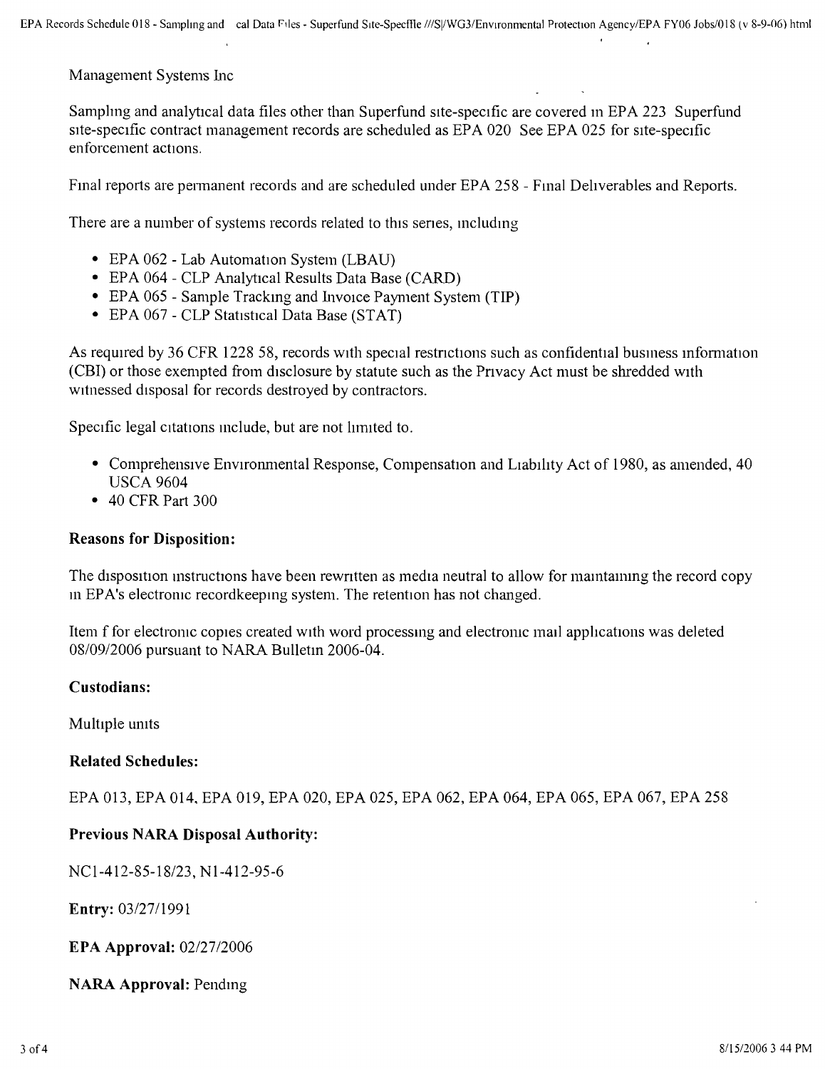Management Systems Inc

Sampling and analytical data files other than Superfund site-specific are covered in EPA 223 Superfund site-specific contract management records are scheduled as EPA 020 See EPA 025 for site-specific enforcement actions.

Final reports are permanent records and are scheduled under EPA 258 - Final Deliverables and Reports.

There are a number of systems records related to this series, including

- EPA 062 - Lab Automation System (LBAU)
- EPA 064 - CLP Analytical Results Data Base (CARD)
- EPA 065 - Sample Tracking and Invoice Payment System (TIP)
- EPA 067 - CLP Statistical Data Base (STAT)

As required by 36 CFR 1228 58, records with special restrictions such as confidential business information (CBI) or those exempted from disclosure by statute such as the Privacy Act must be shredded with witnessed disposal for records destroyed by contractors.

Specific legal citations include, but are not limited to.

- Comprehensive Environmental Response, Compensation and Liability Act of 1980, as amended, 40 USCA 9604
- 40 CFR Part 300

**Reasons for Disposition:**

The disposition instructions have been rewritten as media neutral to allow for maintaining the record copy in EPA's electronic recordkeeping system. The retention has not changed.

Item f for electronic copies created with word processing and electronic mail applications was deleted 08/09/2006 pursuant to NARA Bulletin 2006-04.

**Custodians:**

Multiple units

**Related Schedules:**

EPA 013, EPA 014, EPA 019, EPA 020, EPA 025, EPA 062, EPA 064, EPA 065, EPA 067, EPA 258

**Previous NARA Disposal Authority:**

NC1-412-85-18/23, N1-412-95-6

**Entry:** 03/27/1991

**EPA Approval:** 02/27/2006

**NARA Approval:** Pending